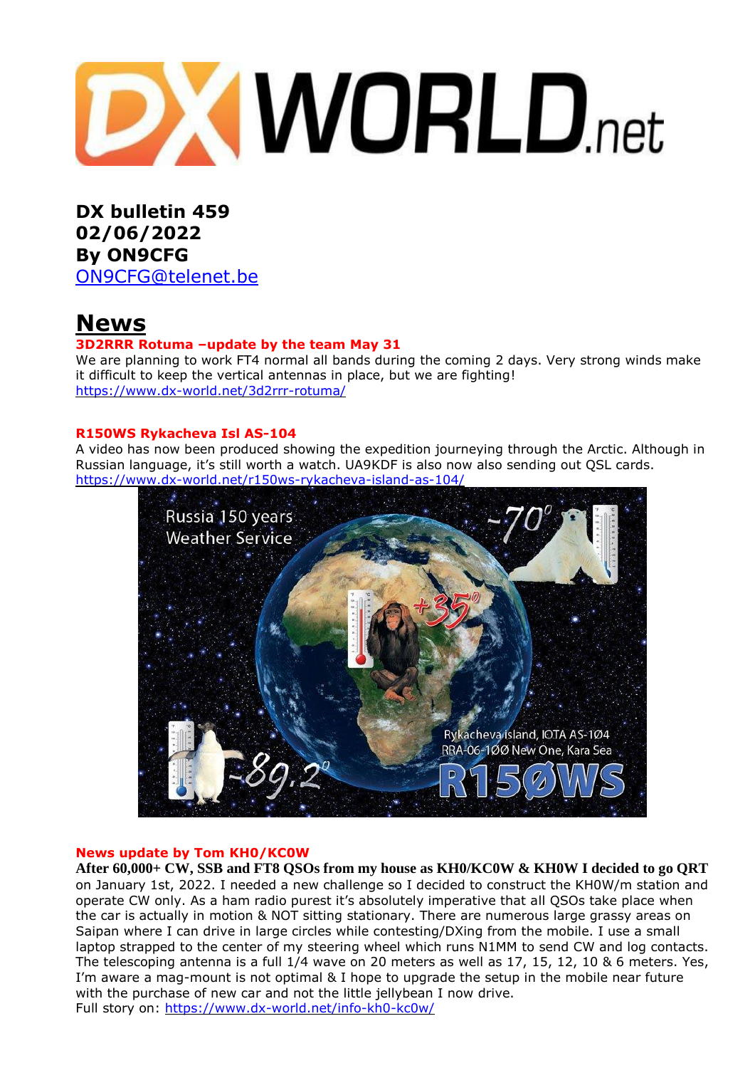# DX bulletin 459
# 02/06/2022
# By ON9CFG

ON9CFG@telenet.be

## News

### 3D2RRR Rotuma –update by the team May 31

We are planning to work FT4 normal all bands during the coming 2 days. Very strong winds make it difficult to keep the vertical antennas in place, but we are fighting!
https://www.dx-world.net/3d2rrr-rotuma/

### R150WS Rykacheva Isl AS-104

A video has now been produced showing the expedition journeying through the Arctic. Although in Russian language, it's still worth a watch. UA9KDF is also now also sending out QSL cards.
https://www.dx-world.net/r150ws-rykacheva-island-as-104/

### News update by Tom KH0/KC0W

**After 60,000+ CW, SSB and FT8 QSOs from my house as KH0/KC0W & KH0W I decided to go QRT** on January 1st, 2022. I needed a new challenge so I decided to construct the KH0W/m station and operate CW only. As a ham radio purest it's absolutely imperative that all QSOs take place when the car is actually in motion & NOT sitting stationary. There are numerous large grassy areas on Saipan where I can drive in large circles while contesting/DXing from the mobile. I use a small laptop strapped to the center of my steering wheel which runs N1MM to send CW and log contacts. The telescoping antenna is a full 1/4 wave on 20 meters as well as 17, 15, 12, 10 & 6 meters. Yes, I'm aware a mag-mount is not optimal & I hope to upgrade the setup in the mobile near future with the purchase of new car and not the little jellybean I now drive.
Full story on: https://www.dx-world.net/info-kh0-kc0w/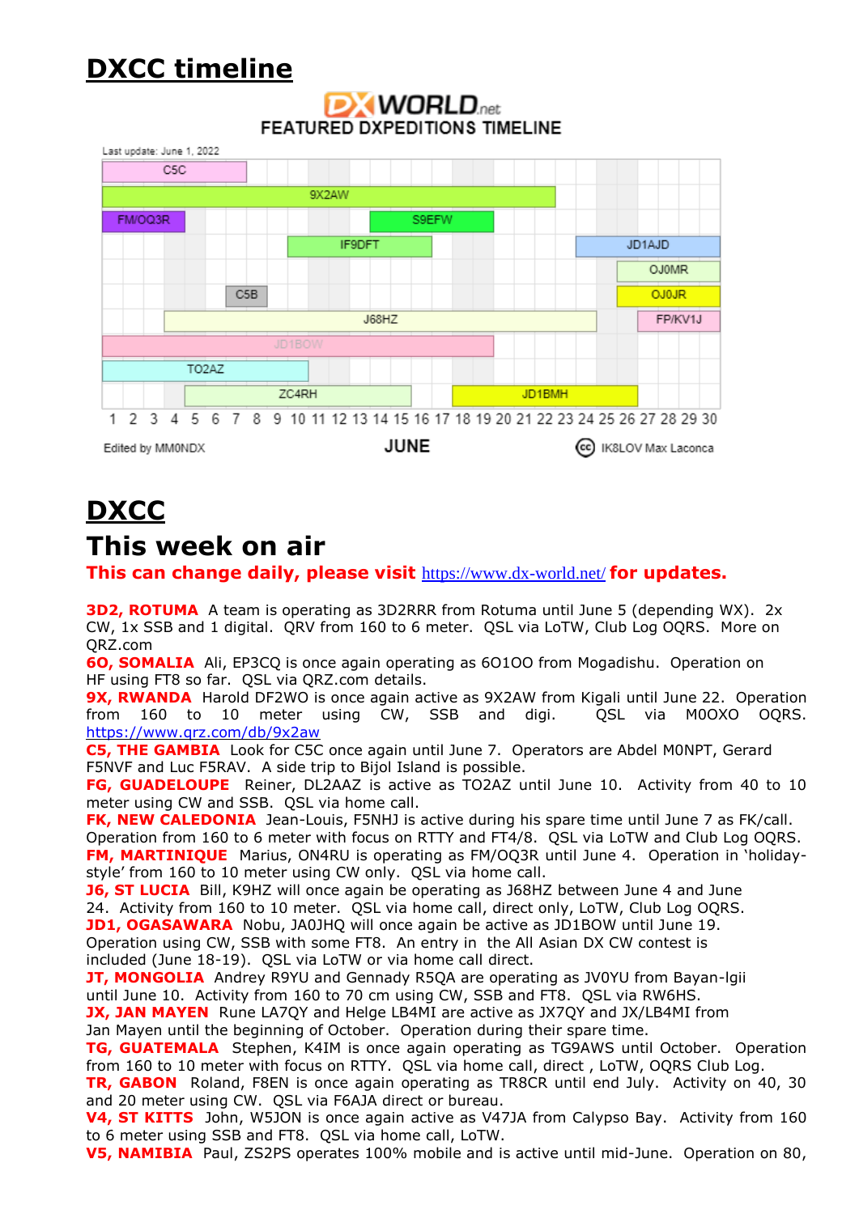# DXCC timeline

DX WORLD.net
FEATURED DXPEDITIONS TIMELINE

Last update: June 1, 2022

C5C, 9X2AW, FM/OQ3R, S9EFW, IF9DFT, JD1AJD, OJ0MR, C5B, OJ0JR, J68HZ, FP/KV1J, JD1BOW, TO2AZ, ZC4RH, JD1BMH

JUNE

Edited by MM0NDX — IK8LOV Max Laconca

# DXCC

# This week on air

**This can change daily, please visit https://www.dx-world.net/ for updates.**

**3D2, ROTUMA** A team is operating as 3D2RRR from Rotuma until June 5 (depending WX). 2x CW, 1x SSB and 1 digital. QRV from 160 to 6 meter. QSL via LoTW, Club Log OQRS. More on QRZ.com

**6O, SOMALIA** Ali, EP3CQ is once again operating as 6O1OO from Mogadishu. Operation on HF using FT8 so far. QSL via QRZ.com details.

**9X, RWANDA** Harold DF2WO is once again active as 9X2AW from Kigali until June 22. Operation from 160 to 10 meter using CW, SSB and digi. QSL via M0OXO OQRS. https://www.qrz.com/db/9x2aw

**C5, THE GAMBIA** Look for C5C once again until June 7. Operators are Abdel M0NPT, Gerard F5NVF and Luc F5RAV. A side trip to Bijol Island is possible.

**FG, GUADELOUPE** Reiner, DL2AAZ is active as TO2AZ until June 10. Activity from 40 to 10 meter using CW and SSB. QSL via home call.

**FK, NEW CALEDONIA** Jean-Louis, F5NHJ is active during his spare time until June 7 as FK/call. Operation from 160 to 6 meter with focus on RTTY and FT4/8. QSL via LoTW and Club Log OQRS.

**FM, MARTINIQUE** Marius, ON4RU is operating as FM/OQ3R until June 4. Operation in 'holiday-style' from 160 to 10 meter using CW only. QSL via home call.

**J6, ST LUCIA** Bill, K9HZ will once again be operating as J68HZ between June 4 and June 24. Activity from 160 to 10 meter. QSL via home call, direct only, LoTW, Club Log OQRS.

**JD1, OGASAWARA** Nobu, JA0JHQ will once again be active as JD1BOW until June 19. Operation using CW, SSB with some FT8. An entry in the All Asian DX CW contest is included (June 18-19). QSL via LoTW or via home call direct.

**JT, MONGOLIA** Andrey R9YU and Gennady R5QA are operating as JV0YU from Bayan-lgii until June 10. Activity from 160 to 70 cm using CW, SSB and FT8. QSL via RW6HS.

**JX, JAN MAYEN** Rune LA7QY and Helge LB4MI are active as JX7QY and JX/LB4MI from Jan Mayen until the beginning of October. Operation during their spare time.

**TG, GUATEMALA** Stephen, K4IM is once again operating as TG9AWS until October. Operation from 160 to 10 meter with focus on RTTY. QSL via home call, direct , LoTW, OQRS Club Log.

**TR, GABON** Roland, F8EN is once again operating as TR8CR until end July. Activity on 40, 30 and 20 meter using CW. QSL via F6AJA direct or bureau.

**V4, ST KITTS** John, W5JON is once again active as V47JA from Calypso Bay. Activity from 160 to 6 meter using SSB and FT8. QSL via home call, LoTW.

**V5, NAMIBIA** Paul, ZS2PS operates 100% mobile and is active until mid-June. Operation on 80,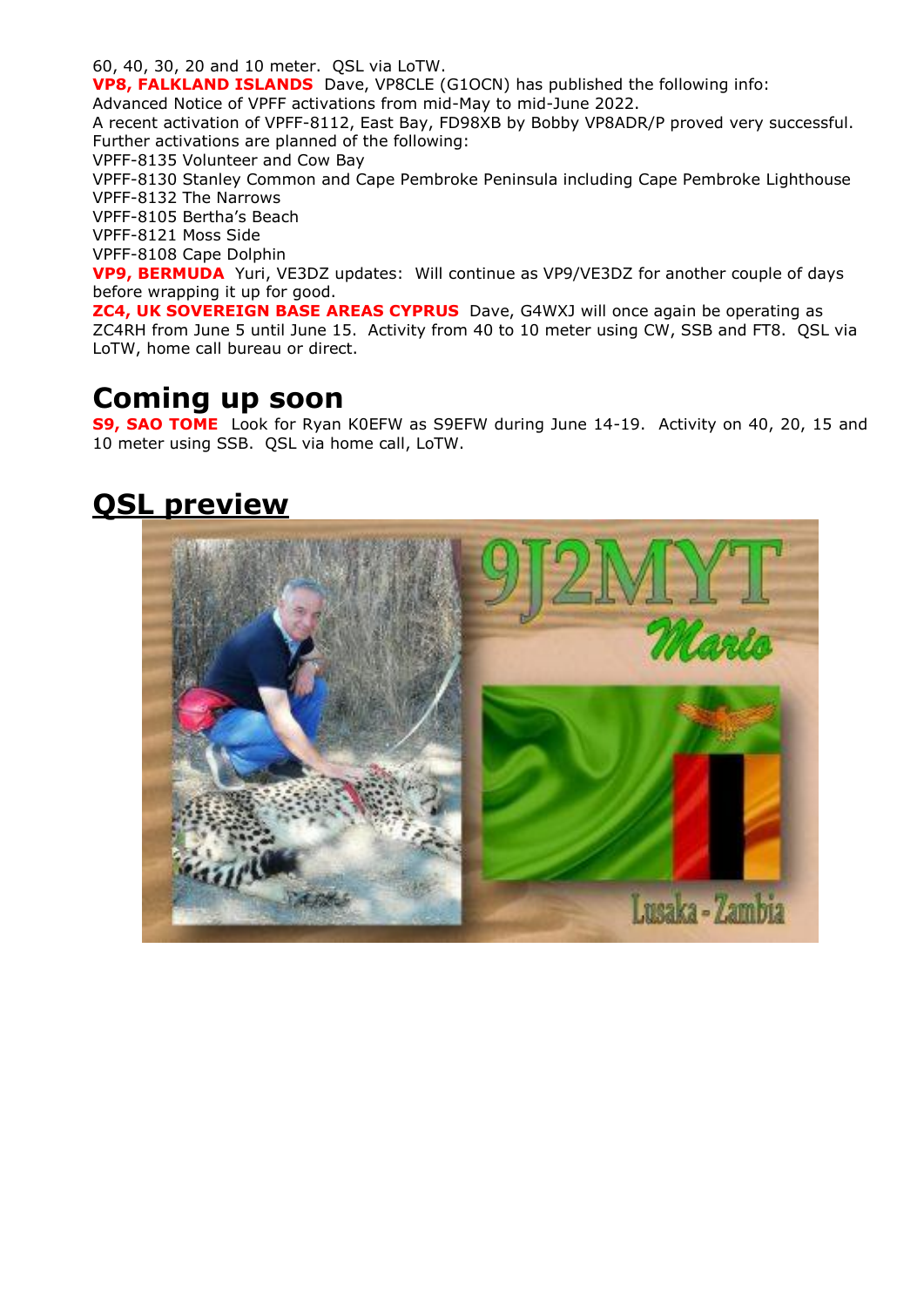60, 40, 30, 20 and 10 meter.  QSL via LoTW.

**VP8, FALKLAND ISLANDS**  Dave, VP8CLE (G1OCN) has published the following info:
Advanced Notice of VPFF activations from mid-May to mid-June 2022.
A recent activation of VPFF-8112, East Bay, FD98XB by Bobby VP8ADR/P proved very successful.
Further activations are planned of the following:
VPFF-8135 Volunteer and Cow Bay
VPFF-8130 Stanley Common and Cape Pembroke Peninsula including Cape Pembroke Lighthouse
VPFF-8132 The Narrows
VPFF-8105 Bertha's Beach
VPFF-8121 Moss Side
VPFF-8108 Cape Dolphin

**VP9, BERMUDA**  Yuri, VE3DZ updates:  Will continue as VP9/VE3DZ for another couple of days before wrapping it up for good.

**ZC4, UK SOVEREIGN BASE AREAS CYPRUS**  Dave, G4WXJ will once again be operating as ZC4RH from June 5 until June 15.  Activity from 40 to 10 meter using CW, SSB and FT8.  QSL via LoTW, home call bureau or direct.

## Coming up soon

**S9, SAO TOME**  Look for Ryan K0EFW as S9EFW during June 14-19.  Activity on 40, 20, 15 and 10 meter using SSB.  QSL via home call, LoTW.

## QSL preview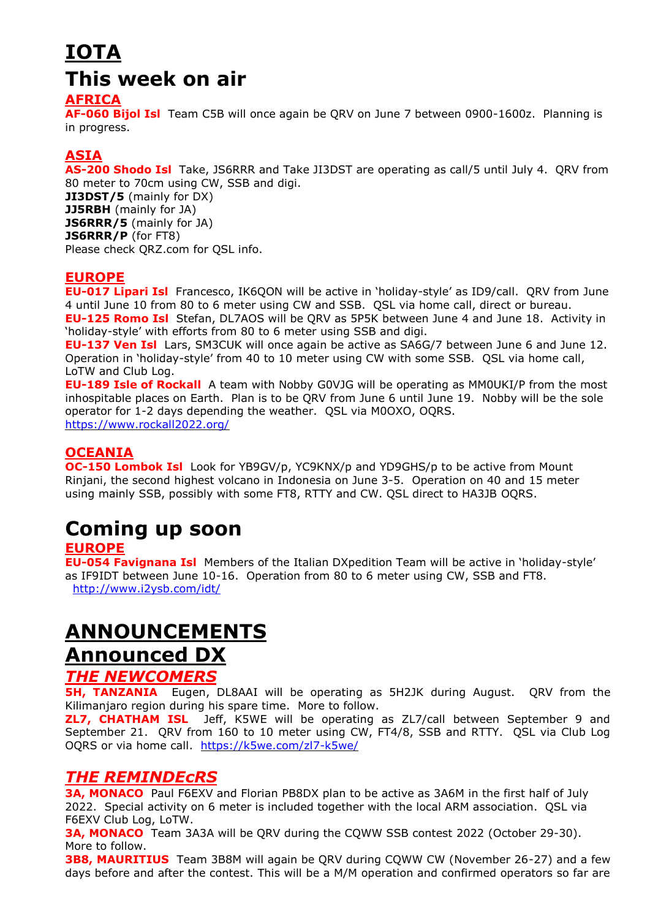# IOTA

# This week on air

## AFRICA

**AF-060 Bijol Isl** Team C5B will once again be QRV on June 7 between 0900-1600z. Planning is in progress.

## ASIA

**AS-200 Shodo Isl** Take, JS6RRR and Take JI3DST are operating as call/5 until July 4. QRV from 80 meter to 70cm using CW, SSB and digi.
**JI3DST/5** (mainly for DX)
**JJ5RBH** (mainly for JA)
**JS6RRR/5** (mainly for JA)
**JS6RRR/P** (for FT8)
Please check QRZ.com for QSL info.

## EUROPE

**EU-017 Lipari Isl** Francesco, IK6QON will be active in 'holiday-style' as ID9/call. QRV from June 4 until June 10 from 80 to 6 meter using CW and SSB. QSL via home call, direct or bureau.
**EU-125 Romo Isl** Stefan, DL7AOS will be QRV as 5P5K between June 4 and June 18. Activity in 'holiday-style' with efforts from 80 to 6 meter using SSB and digi.
**EU-137 Ven Isl** Lars, SM3CUK will once again be active as SA6G/7 between June 6 and June 12. Operation in 'holiday-style' from 40 to 10 meter using CW with some SSB. QSL via home call, LoTW and Club Log.
**EU-189 Isle of Rockall** A team with Nobby G0VJG will be operating as MM0UKI/P from the most inhospitable places on Earth. Plan is to be QRV from June 6 until June 19. Nobby will be the sole operator for 1-2 days depending the weather. QSL via M0OXO, OQRS.
https://www.rockall2022.org/

## OCEANIA

**OC-150 Lombok Isl** Look for YB9GV/p, YC9KNX/p and YD9GHS/p to be active from Mount Rinjani, the second highest volcano in Indonesia on June 3-5. Operation on 40 and 15 meter using mainly SSB, possibly with some FT8, RTTY and CW. QSL direct to HA3JB OQRS.

# Coming up soon

## EUROPE

**EU-054 Favignana Isl** Members of the Italian DXpedition Team will be active in 'holiday-style' as IF9IDT between June 10-16. Operation from 80 to 6 meter using CW, SSB and FT8.
http://www.i2ysb.com/idt/

# ANNOUNCEMENTS

# Announced DX

## *THE NEWCOMERS*

**5H, TANZANIA** Eugen, DL8AAI will be operating as 5H2JK during August. QRV from the Kilimanjaro region during his spare time. More to follow.
**ZL7, CHATHAM ISL** Jeff, K5WE will be operating as ZL7/call between September 9 and September 21. QRV from 160 to 10 meter using CW, FT4/8, SSB and RTTY. QSL via Club Log OQRS or via home call. https://k5we.com/zl7-k5we/

## *THE REMINDEcRS*

**3A, MONACO** Paul F6EXV and Florian PB8DX plan to be active as 3A6M in the first half of July 2022. Special activity on 6 meter is included together with the local ARM association. QSL via F6EXV Club Log, LoTW.
**3A, MONACO** Team 3A3A will be QRV during the CQWW SSB contest 2022 (October 29-30). More to follow.
**3B8, MAURITIUS** Team 3B8M will again be QRV during CQWW CW (November 26-27) and a few days before and after the contest. This will be a M/M operation and confirmed operators so far are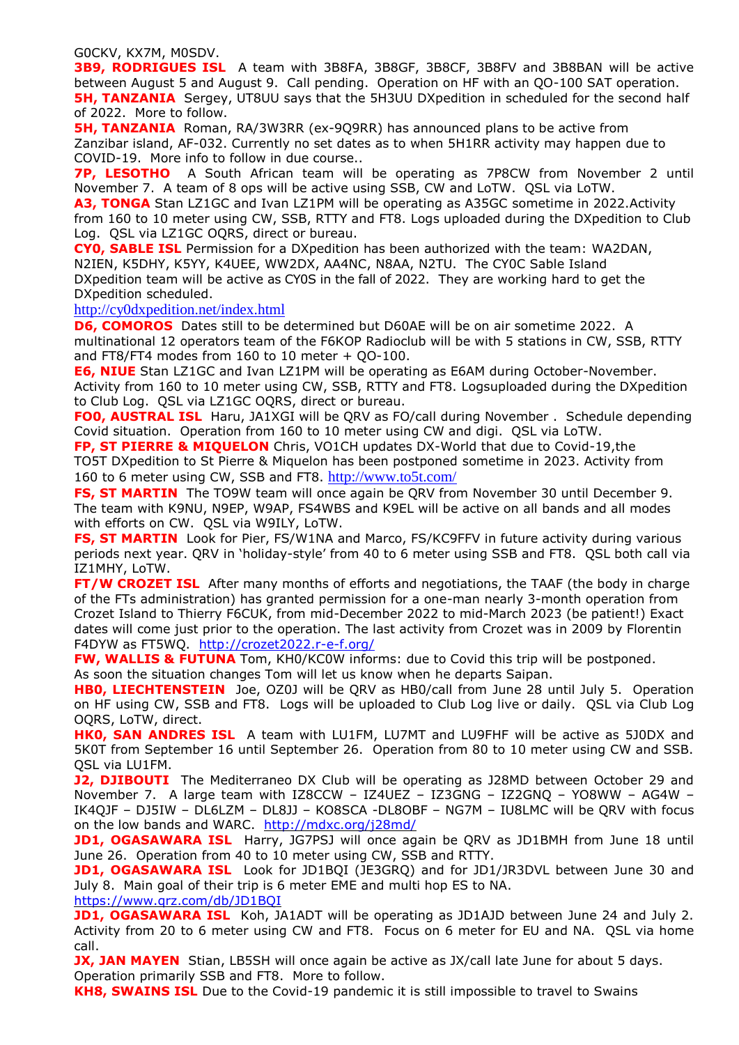G0CKV, KX7M, M0SDV.

**3B9, RODRIGUES ISL** A team with 3B8FA, 3B8GF, 3B8CF, 3B8FV and 3B8BAN will be active between August 5 and August 9. Call pending. Operation on HF with an QO-100 SAT operation.

**5H, TANZANIA** Sergey, UT8UU says that the 5H3UU DXpedition in scheduled for the second half of 2022. More to follow.

**5H, TANZANIA** Roman, RA/3W3RR (ex-9Q9RR) has announced plans to be active from Zanzibar island, AF-032. Currently no set dates as to when 5H1RR activity may happen due to COVID-19. More info to follow in due course..

**7P, LESOTHO** A South African team will be operating as 7P8CW from November 2 until November 7. A team of 8 ops will be active using SSB, CW and LoTW. QSL via LoTW.

**A3, TONGA** Stan LZ1GC and Ivan LZ1PM will be operating as A35GC sometime in 2022.Activity from 160 to 10 meter using CW, SSB, RTTY and FT8. Logs uploaded during the DXpedition to Club Log. QSL via LZ1GC OQRS, direct or bureau.

**CY0, SABLE ISL** Permission for a DXpedition has been authorized with the team: WA2DAN, N2IEN, K5DHY, K5YY, K4UEE, WW2DX, AA4NC, N8AA, N2TU. The CY0C Sable Island DXpedition team will be active as CY0S in the fall of 2022. They are working hard to get the DXpedition scheduled.
http://cy0dxpedition.net/index.html

**D6, COMOROS** Dates still to be determined but D60AE will be on air sometime 2022. A multinational 12 operators team of the F6KOP Radioclub will be with 5 stations in CW, SSB, RTTY and FT8/FT4 modes from 160 to 10 meter + QO-100.

**E6, NIUE** Stan LZ1GC and Ivan LZ1PM will be operating as E6AM during October-November. Activity from 160 to 10 meter using CW, SSB, RTTY and FT8. Logsuploaded during the DXpedition to Club Log. QSL via LZ1GC OQRS, direct or bureau.

**FO0, AUSTRAL ISL** Haru, JA1XGI will be QRV as FO/call during November . Schedule depending Covid situation. Operation from 160 to 10 meter using CW and digi. QSL via LoTW.

**FP, ST PIERRE & MIQUELON** Chris, VO1CH updates DX-World that due to Covid-19,the TO5T DXpedition to St Pierre & Miquelon has been postponed sometime in 2023. Activity from 160 to 6 meter using CW, SSB and FT8. http://www.to5t.com/

**FS, ST MARTIN** The TO9W team will once again be QRV from November 30 until December 9. The team with K9NU, N9EP, W9AP, FS4WBS and K9EL will be active on all bands and all modes with efforts on CW. QSL via W9ILY, LoTW.

**FS, ST MARTIN** Look for Pier, FS/W1NA and Marco, FS/KC9FFV in future activity during various periods next year. QRV in 'holiday-style' from 40 to 6 meter using SSB and FT8. QSL both call via IZ1MHY, LoTW.

**FT/W CROZET ISL** After many months of efforts and negotiations, the TAAF (the body in charge of the FTs administration) has granted permission for a one-man nearly 3-month operation from Crozet Island to Thierry F6CUK, from mid-December 2022 to mid-March 2023 (be patient!) Exact dates will come just prior to the operation. The last activity from Crozet was in 2009 by Florentin F4DYW as FT5WQ. http://crozet2022.r-e-f.org/

**FW, WALLIS & FUTUNA** Tom, KH0/KC0W informs: due to Covid this trip will be postponed. As soon the situation changes Tom will let us know when he departs Saipan.

**HB0, LIECHTENSTEIN** Joe, OZ0J will be QRV as HB0/call from June 28 until July 5. Operation on HF using CW, SSB and FT8. Logs will be uploaded to Club Log live or daily. QSL via Club Log OQRS, LoTW, direct.

**HK0, SAN ANDRES ISL** A team with LU1FM, LU7MT and LU9FHF will be active as 5J0DX and 5K0T from September 16 until September 26. Operation from 80 to 10 meter using CW and SSB. QSL via LU1FM.

**J2, DJIBOUTI** The Mediterraneo DX Club will be operating as J28MD between October 29 and November 7. A large team with IZ8CCW – IZ4UEZ – IZ3GNG – IZ2GNQ – YO8WW – AG4W – IK4QJF – DJ5IW – DL6LZM – DL8JJ – KO8SCA -DL8OBF – NG7M – IU8LMC will be QRV with focus on the low bands and WARC. http://mdxc.org/j28md/

**JD1, OGASAWARA ISL** Harry, JG7PSJ will once again be QRV as JD1BMH from June 18 until June 26. Operation from 40 to 10 meter using CW, SSB and RTTY.

**JD1, OGASAWARA ISL** Look for JD1BQI (JE3GRQ) and for JD1/JR3DVL between June 30 and July 8. Main goal of their trip is 6 meter EME and multi hop ES to NA.
https://www.qrz.com/db/JD1BQI

**JD1, OGASAWARA ISL** Koh, JA1ADT will be operating as JD1AJD between June 24 and July 2. Activity from 20 to 6 meter using CW and FT8. Focus on 6 meter for EU and NA. QSL via home call.

**JX, JAN MAYEN** Stian, LB5SH will once again be active as JX/call late June for about 5 days. Operation primarily SSB and FT8. More to follow.

**KH8, SWAINS ISL** Due to the Covid-19 pandemic it is still impossible to travel to Swains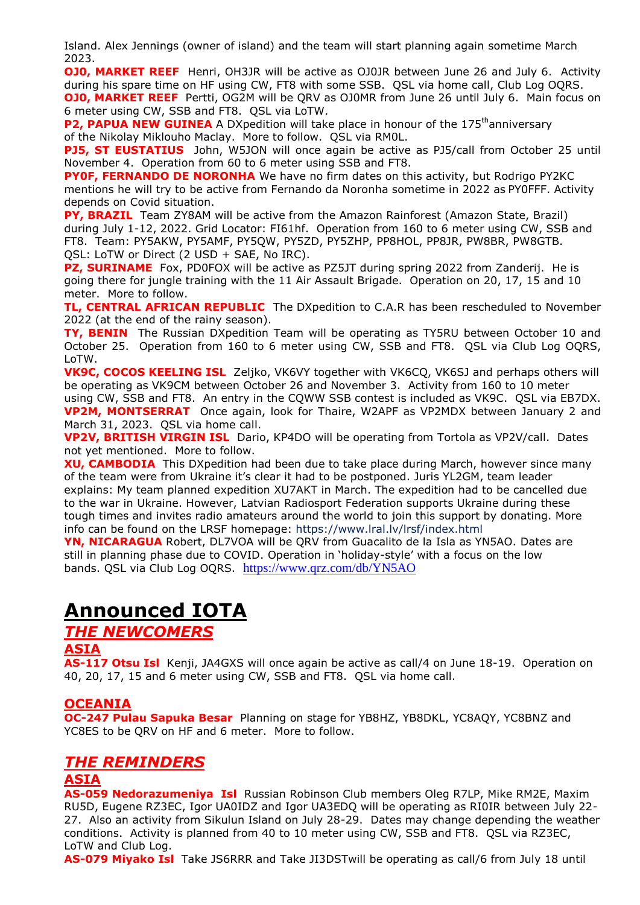Island. Alex Jennings (owner of island) and the team will start planning again sometime March 2023.

**OJ0, MARKET REEF** Henri, OH3JR will be active as OJ0JR between June 26 and July 6. Activity during his spare time on HF using CW, FT8 with some SSB. QSL via home call, Club Log OQRS.

**OJ0, MARKET REEF** Pertti, OG2M will be QRV as OJ0MR from June 26 until July 6. Main focus on 6 meter using CW, SSB and FT8. QSL via LoTW.

**P2, PAPUA NEW GUINEA** A DXpedition will take place in honour of the 175th anniversary of the Nikolay Miklouho Maclay. More to follow. QSL via RM0L.

**PJ5, ST EUSTATIUS** John, W5JON will once again be active as PJ5/call from October 25 until November 4. Operation from 60 to 6 meter using SSB and FT8.

**PY0F, FERNANDO DE NORONHA** We have no firm dates on this activity, but Rodrigo PY2KC mentions he will try to be active from Fernando da Noronha sometime in 2022 as PY0FFF. Activity depends on Covid situation.

**PY, BRAZIL** Team ZY8AM will be active from the Amazon Rainforest (Amazon State, Brazil) during July 1-12, 2022. Grid Locator: FI61hf. Operation from 160 to 6 meter using CW, SSB and FT8. Team: PY5AKW, PY5AMF, PY5QW, PY5ZD, PY5ZHP, PP8HOL, PP8JR, PW8BR, PW8GTB. QSL: LoTW or Direct (2 USD + SAE, No IRC).

**PZ, SURINAME** Fox, PD0FOX will be active as PZ5JT during spring 2022 from Zanderij. He is going there for jungle training with the 11 Air Assault Brigade. Operation on 20, 17, 15 and 10 meter. More to follow.

**TL, CENTRAL AFRICAN REPUBLIC** The DXpedition to C.A.R has been rescheduled to November 2022 (at the end of the rainy season).

**TY, BENIN** The Russian DXpedition Team will be operating as TY5RU between October 10 and October 25. Operation from 160 to 6 meter using CW, SSB and FT8. QSL via Club Log OQRS, LoTW.

**VK9C, COCOS KEELING ISL** Zeljko, VK6VY together with VK6CQ, VK6SJ and perhaps others will be operating as VK9CM between October 26 and November 3. Activity from 160 to 10 meter using CW, SSB and FT8. An entry in the CQWW SSB contest is included as VK9C. QSL via EB7DX.

**VP2M, MONTSERRAT** Once again, look for Thaire, W2APF as VP2MDX between January 2 and March 31, 2023. QSL via home call.

**VP2V, BRITISH VIRGIN ISL** Dario, KP4DO will be operating from Tortola as VP2V/call. Dates not yet mentioned. More to follow.

**XU, CAMBODIA** This DXpedition had been due to take place during March, however since many of the team were from Ukraine it's clear it had to be postponed. Juris YL2GM, team leader explains: My team planned expedition XU7AKT in March. The expedition had to be cancelled due to the war in Ukraine. However, Latvian Radiosport Federation supports Ukraine during these tough times and invites radio amateurs around the world to join this support by donating. More info can be found on the LRSF homepage: https://www.lral.lv/lrsf/index.html

**YN, NICARAGUA** Robert, DL7VOA will be QRV from Guacalito de la Isla as YN5AO. Dates are still in planning phase due to COVID. Operation in 'holiday-style' with a focus on the low bands. QSL via Club Log OQRS. https://www.qrz.com/db/YN5AO

# Announced IOTA

## *THE NEWCOMERS*

### ASIA

**AS-117 Otsu Isl** Kenji, JA4GXS will once again be active as call/4 on June 18-19. Operation on 40, 20, 17, 15 and 6 meter using CW, SSB and FT8. QSL via home call.

### OCEANIA

**OC-247 Pulau Sapuka Besar** Planning on stage for YB8HZ, YB8DKL, YC8AQY, YC8BNZ and YC8ES to be QRV on HF and 6 meter. More to follow.

## *THE REMINDERS*

### ASIA

**AS-059 Nedorazumeniya Isl** Russian Robinson Club members Oleg R7LP, Mike RM2E, Maxim RU5D, Eugene RZ3EC, Igor UA0IDZ and Igor UA3EDQ will be operating as RI0IR between July 22-27. Also an activity from Sikulun Island on July 28-29. Dates may change depending the weather conditions. Activity is planned from 40 to 10 meter using CW, SSB and FT8. QSL via RZ3EC, LoTW and Club Log.

**AS-079 Miyako Isl** Take JS6RRR and Take JI3DSTwill be operating as call/6 from July 18 until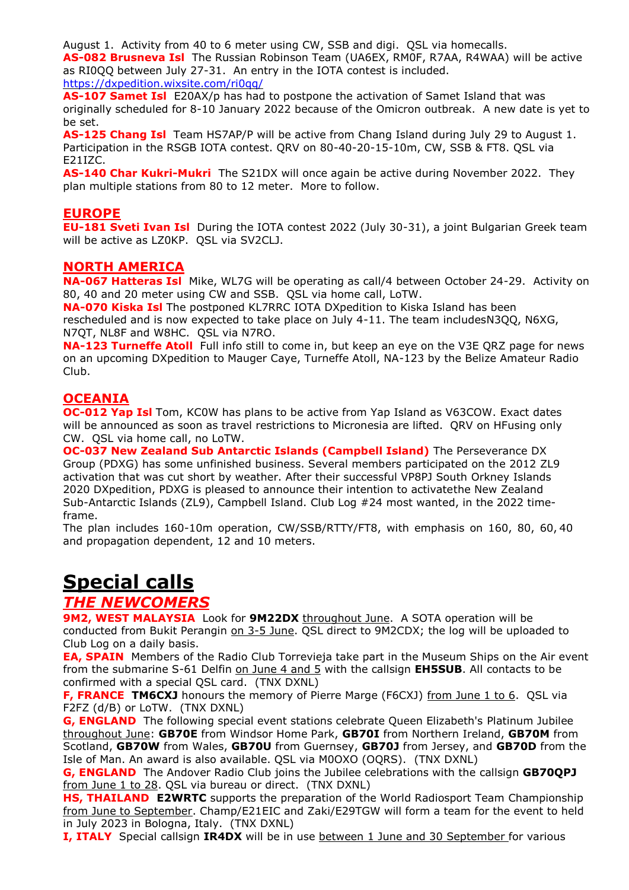August 1. Activity from 40 to 6 meter using CW, SSB and digi. QSL via homecalls.

**AS-082 Brusneva Isl** The Russian Robinson Team (UA6EX, RM0F, R7AA, R4WAA) will be active as RI0QQ between July 27-31. An entry in the IOTA contest is included.
https://dxpedition.wixsite.com/ri0qq/

**AS-107 Samet Isl** E20AX/p has had to postpone the activation of Samet Island that was originally scheduled for 8-10 January 2022 because of the Omicron outbreak. A new date is yet to be set.

**AS-125 Chang Isl** Team HS7AP/P will be active from Chang Island during July 29 to August 1. Participation in the RSGB IOTA contest. QRV on 80-40-20-15-10m, CW, SSB & FT8. QSL via E21IZC.

**AS-140 Char Kukri-Mukri** The S21DX will once again be active during November 2022. They plan multiple stations from 80 to 12 meter. More to follow.

## EUROPE

**EU-181 Sveti Ivan Isl** During the IOTA contest 2022 (July 30-31), a joint Bulgarian Greek team will be active as LZ0KP. QSL via SV2CLJ.

## NORTH AMERICA

**NA-067 Hatteras Isl** Mike, WL7G will be operating as call/4 between October 24-29. Activity on 80, 40 and 20 meter using CW and SSB. QSL via home call, LoTW.

**NA-070 Kiska Isl** The postponed KL7RRC IOTA DXpedition to Kiska Island has been rescheduled and is now expected to take place on July 4-11. The team includesN3QQ, N6XG, N7QT, NL8F and W8HC. QSL via N7RO.

**NA-123 Turneffe Atoll** Full info still to come in, but keep an eye on the V3E QRZ page for news on an upcoming DXpedition to Mauger Caye, Turneffe Atoll, NA-123 by the Belize Amateur Radio Club.

## OCEANIA

**OC-012 Yap Isl** Tom, KC0W has plans to be active from Yap Island as V63COW. Exact dates will be announced as soon as travel restrictions to Micronesia are lifted. QRV on HFusing only CW. QSL via home call, no LoTW.

**OC-037 New Zealand Sub Antarctic Islands (Campbell Island)** The Perseverance DX Group (PDXG) has some unfinished business. Several members participated on the 2012 ZL9 activation that was cut short by weather. After their successful VP8PJ South Orkney Islands 2020 DXpedition, PDXG is pleased to announce their intention to activatethe New Zealand Sub-Antarctic Islands (ZL9), Campbell Island. Club Log #24 most wanted, in the 2022 time-frame.

The plan includes 160-10m operation, CW/SSB/RTTY/FT8, with emphasis on 160, 80, 60, 40 and propagation dependent, 12 and 10 meters.

# Special calls

## *THE NEWCOMERS*

**9M2, WEST MALAYSIA** Look for **9M22DX** throughout June. A SOTA operation will be conducted from Bukit Perangin on 3-5 June. QSL direct to 9M2CDX; the log will be uploaded to Club Log on a daily basis.

**EA, SPAIN** Members of the Radio Club Torrevieja take part in the Museum Ships on the Air event from the submarine S-61 Delfin on June 4 and 5 with the callsign **EH5SUB**. All contacts to be confirmed with a special QSL card. (TNX DXNL)

**F, FRANCE** **TM6CXJ** honours the memory of Pierre Marge (F6CXJ) from June 1 to 6. QSL via F2FZ (d/B) or LoTW. (TNX DXNL)

**G, ENGLAND** The following special event stations celebrate Queen Elizabeth's Platinum Jubilee throughout June: **GB70E** from Windsor Home Park, **GB70I** from Northern Ireland, **GB70M** from Scotland, **GB70W** from Wales, **GB70U** from Guernsey, **GB70J** from Jersey, and **GB70D** from the Isle of Man. An award is also available. QSL via M0OXO (OQRS). (TNX DXNL)

**G, ENGLAND** The Andover Radio Club joins the Jubilee celebrations with the callsign **GB70QPJ** from June 1 to 28. QSL via bureau or direct. (TNX DXNL)

**HS, THAILAND** **E2WRTC** supports the preparation of the World Radiosport Team Championship from June to September. Champ/E21EIC and Zaki/E29TGW will form a team for the event to held in July 2023 in Bologna, Italy. (TNX DXNL)

**I, ITALY** Special callsign **IR4DX** will be in use between 1 June and 30 September for various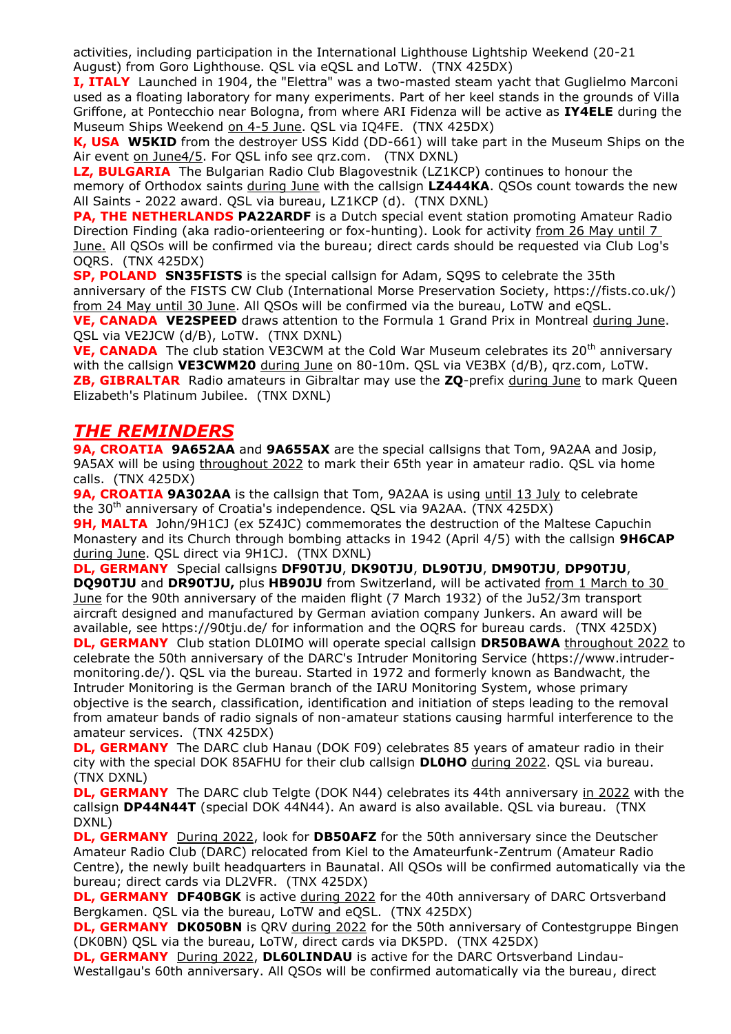activities, including participation in the International Lighthouse Lightship Weekend (20-21 August) from Goro Lighthouse. QSL via eQSL and LoTW. (TNX 425DX)

**I, ITALY** Launched in 1904, the "Elettra" was a two-masted steam yacht that Guglielmo Marconi used as a floating laboratory for many experiments. Part of her keel stands in the grounds of Villa Griffone, at Pontecchio near Bologna, from where ARI Fidenza will be active as **IY4ELE** during the Museum Ships Weekend on 4-5 June. QSL via IQ4FE. (TNX 425DX)

**K, USA** **W5KID** from the destroyer USS Kidd (DD-661) will take part in the Museum Ships on the Air event on June4/5. For QSL info see qrz.com. (TNX DXNL)

**LZ, BULGARIA** The Bulgarian Radio Club Blagovestnik (LZ1KCP) continues to honour the memory of Orthodox saints during June with the callsign **LZ444KA**. QSOs count towards the new All Saints - 2022 award. QSL via bureau, LZ1KCP (d). (TNX DXNL)

**PA, THE NETHERLANDS** **PA22ARDF** is a Dutch special event station promoting Amateur Radio Direction Finding (aka radio-orienteering or fox-hunting). Look for activity from 26 May until 7 June. All QSOs will be confirmed via the bureau; direct cards should be requested via Club Log's OQRS. (TNX 425DX)

**SP, POLAND** **SN35FISTS** is the special callsign for Adam, SQ9S to celebrate the 35th anniversary of the FISTS CW Club (International Morse Preservation Society, https://fists.co.uk/) from 24 May until 30 June. All QSOs will be confirmed via the bureau, LoTW and eQSL.

**VE, CANADA** **VE2SPEED** draws attention to the Formula 1 Grand Prix in Montreal during June. QSL via VE2JCW (d/B), LoTW. (TNX DXNL)

**VE, CANADA** The club station VE3CWM at the Cold War Museum celebrates its 20th anniversary with the callsign **VE3CWM20** during June on 80-10m. QSL via VE3BX (d/B), qrz.com, LoTW.

**ZB, GIBRALTAR** Radio amateurs in Gibraltar may use the **ZQ**-prefix during June to mark Queen Elizabeth's Platinum Jubilee. (TNX DXNL)

## *THE REMINDERS*

**9A, CROATIA** **9A652AA** and **9A655AX** are the special callsigns that Tom, 9A2AA and Josip, 9A5AX will be using throughout 2022 to mark their 65th year in amateur radio. QSL via home calls. (TNX 425DX)

**9A, CROATIA** **9A302AA** is the callsign that Tom, 9A2AA is using until 13 July to celebrate the 30th anniversary of Croatia's independence. QSL via 9A2AA. (TNX 425DX)

**9H, MALTA** John/9H1CJ (ex 5Z4JC) commemorates the destruction of the Maltese Capuchin Monastery and its Church through bombing attacks in 1942 (April 4/5) with the callsign **9H6CAP** during June. QSL direct via 9H1CJ. (TNX DXNL)

**DL, GERMANY** Special callsigns **DF90TJU**, **DK90TJU**, **DL90TJU**, **DM90TJU**, **DP90TJU**, **DQ90TJU** and **DR90TJU,** plus **HB90JU** from Switzerland, will be activated from 1 March to 30 June for the 90th anniversary of the maiden flight (7 March 1932) of the Ju52/3m transport aircraft designed and manufactured by German aviation company Junkers. An award will be available, see https://90tju.de/ for information and the OQRS for bureau cards. (TNX 425DX)

**DL, GERMANY** Club station DL0IMO will operate special callsign **DR50BAWA** throughout 2022 to celebrate the 50th anniversary of the DARC's Intruder Monitoring Service (https://www.intruder-monitoring.de/). QSL via the bureau. Started in 1972 and formerly known as Bandwacht, the Intruder Monitoring is the German branch of the IARU Monitoring System, whose primary objective is the search, classification, identification and initiation of steps leading to the removal from amateur bands of radio signals of non-amateur stations causing harmful interference to the amateur services. (TNX 425DX)

**DL, GERMANY** The DARC club Hanau (DOK F09) celebrates 85 years of amateur radio in their city with the special DOK 85AFHU for their club callsign **DL0HO** during 2022. QSL via bureau. (TNX DXNL)

**DL, GERMANY** The DARC club Telgte (DOK N44) celebrates its 44th anniversary in 2022 with the callsign **DP44N44T** (special DOK 44N44). An award is also available. QSL via bureau. (TNX DXNL)

**DL, GERMANY** During 2022, look for **DB50AFZ** for the 50th anniversary since the Deutscher Amateur Radio Club (DARC) relocated from Kiel to the Amateurfunk-Zentrum (Amateur Radio Centre), the newly built headquarters in Baunatal. All QSOs will be confirmed automatically via the bureau; direct cards via DL2VFR. (TNX 425DX)

**DL, GERMANY** **DF40BGK** is active during 2022 for the 40th anniversary of DARC Ortsverband Bergkamen. QSL via the bureau, LoTW and eQSL. (TNX 425DX)

**DL, GERMANY** **DK050BN** is QRV during 2022 for the 50th anniversary of Contestgruppe Bingen (DK0BN) QSL via the bureau, LoTW, direct cards via DK5PD. (TNX 425DX)

**DL, GERMANY** During 2022, **DL60LINDAU** is active for the DARC Ortsverband Lindau-Westallgau's 60th anniversary. All QSOs will be confirmed automatically via the bureau, direct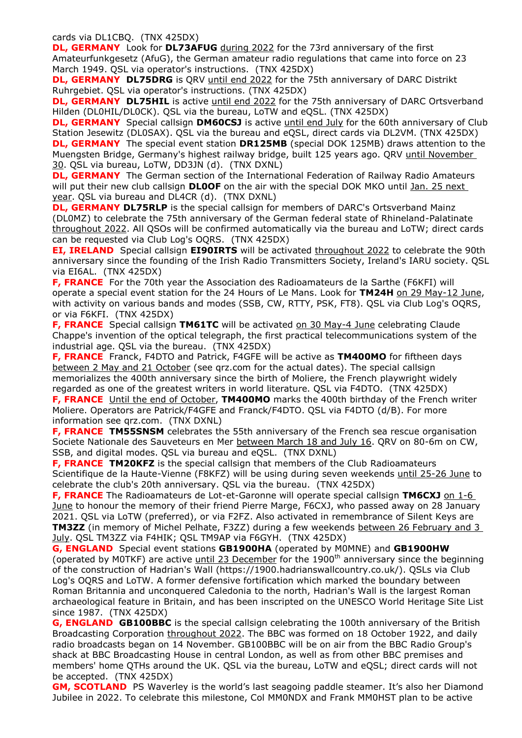cards via DL1CBQ. (TNX 425DX)

**DL, GERMANY** Look for **DL73AFUG** during 2022 for the 73rd anniversary of the first Amateurfunkgesetz (AfuG), the German amateur radio regulations that came into force on 23 March 1949. QSL via operator's instructions. (TNX 425DX)

**DL, GERMANY** **DL75DRG** is QRV until end 2022 for the 75th anniversary of DARC Distrikt Ruhrgebiet. QSL via operator's instructions. (TNX 425DX)

**DL, GERMANY** **DL75HIL** is active until end 2022 for the 75th anniversary of DARC Ortsverband Hilden (DL0HIL/DL0CK). QSL via the bureau, LoTW and eQSL. (TNX 425DX)

**DL, GERMANY** Special callsign **DM60CSJ** is active until end July for the 60th anniversary of Club Station Jesewitz (DL0SAX). QSL via the bureau and eQSL, direct cards via DL2VM. (TNX 425DX)

**DL, GERMANY** The special event station **DR125MB** (special DOK 125MB) draws attention to the Muengsten Bridge, Germany's highest railway bridge, built 125 years ago. QRV until November 30. QSL via bureau, LoTW, DD3JN (d). (TNX DXNL)

**DL, GERMANY** The German section of the International Federation of Railway Radio Amateurs will put their new club callsign **DL0OF** on the air with the special DOK MKO until Jan. 25 next year. QSL via bureau and DL4CR (d). (TNX DXNL)

**DL, GERMANY** **DL75RLP** is the special callsign for members of DARC's Ortsverband Mainz (DL0MZ) to celebrate the 75th anniversary of the German federal state of Rhineland-Palatinate throughout 2022. All QSOs will be confirmed automatically via the bureau and LoTW; direct cards can be requested via Club Log's OQRS. (TNX 425DX)

**EI, IRELAND** Special callsign **EI90IRTS** will be activated throughout 2022 to celebrate the 90th anniversary since the founding of the Irish Radio Transmitters Society, Ireland's IARU society. QSL via EI6AL. (TNX 425DX)

**F, FRANCE** For the 70th year the Association des Radioamateurs de la Sarthe (F6KFI) will operate a special event station for the 24 Hours of Le Mans. Look for **TM24H** on 29 May-12 June, with activity on various bands and modes (SSB, CW, RTTY, PSK, FT8). QSL via Club Log's OQRS, or via F6KFI. (TNX 425DX)

**F, FRANCE** Special callsign **TM61TC** will be activated on 30 May-4 June celebrating Claude Chappe's invention of the optical telegraph, the first practical telecommunications system of the industrial age. QSL via the bureau. (TNX 425DX)

**F, FRANCE** Franck, F4DTO and Patrick, F4GFE will be active as **TM400MO** for fifteen days between 2 May and 21 October (see qrz.com for the actual dates). The special callsign memorializes the 400th anniversary since the birth of Moliere, the French playwright widely regarded as one of the greatest writers in world literature. QSL via F4DTO. (TNX 425DX)

**F, FRANCE** Until the end of October, **TM400MO** marks the 400th birthday of the French writer Moliere. Operators are Patrick/F4GFE and Franck/F4DTO. QSL via F4DTO (d/B). For more information see qrz.com. (TNX DXNL)

**F, FRANCE** **TM55SNSM** celebrates the 55th anniversary of the French sea rescue organisation Societe Nationale des Sauveteurs en Mer between March 18 and July 16. QRV on 80-6m on CW, SSB, and digital modes. QSL via bureau and eQSL. (TNX DXNL)

**F, FRANCE** **TM20KFZ** is the special callsign that members of the Club Radioamateurs Scientifique de la Haute-Vienne (F8KFZ) will be using during seven weekends until 25-26 June to celebrate the club's 20th anniversary. QSL via the bureau. (TNX 425DX)

**F, FRANCE** The Radioamateurs de Lot-et-Garonne will operate special callsign **TM6CXJ** on 1-6 June to honour the memory of their friend Pierre Marge, F6CXJ, who passed away on 28 January 2021. QSL via LoTW (preferred), or via F2FZ. Also activated in remembrance of Silent Keys are **TM3ZZ** (in memory of Michel Pelhate, F3ZZ) during a few weekends between 26 February and 3 July. QSL TM3ZZ via F4HIK; QSL TM9AP via F6GYH. (TNX 425DX)

**G, ENGLAND** Special event stations **GB1900HA** (operated by M0MNE) and **GB1900HW** (operated by M0TKF) are active until 23 December for the 1900th anniversary since the beginning of the construction of Hadrian's Wall (https://1900.hadrianswallcountry.co.uk/). QSLs via Club Log's OQRS and LoTW. A former defensive fortification which marked the boundary between Roman Britannia and unconquered Caledonia to the north, Hadrian's Wall is the largest Roman archaeological feature in Britain, and has been inscripted on the UNESCO World Heritage Site List since 1987. (TNX 425DX)

**G, ENGLAND** **GB100BBC** is the special callsign celebrating the 100th anniversary of the British Broadcasting Corporation throughout 2022. The BBC was formed on 18 October 1922, and daily radio broadcasts began on 14 November. GB100BBC will be on air from the BBC Radio Group's shack at BBC Broadcasting House in central London, as well as from other BBC premises and members' home QTHs around the UK. QSL via the bureau, LoTW and eQSL; direct cards will not be accepted. (TNX 425DX)

**GM, SCOTLAND** PS Waverley is the world's last seagoing paddle steamer. It's also her Diamond Jubilee in 2022. To celebrate this milestone, Col MM0NDX and Frank MM0HST plan to be active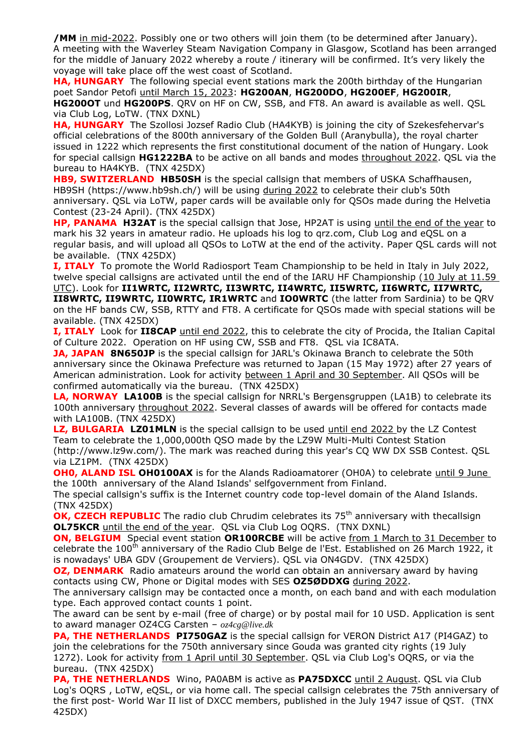**/MM** in mid-2022. Possibly one or two others will join them (to be determined after January). A meeting with the Waverley Steam Navigation Company in Glasgow, Scotland has been arranged for the middle of January 2022 whereby a route / itinerary will be confirmed. It's very likely the voyage will take place off the west coast of Scotland.

**HA, HUNGARY** The following special event stations mark the 200th birthday of the Hungarian poet Sandor Petofi until March 15, 2023: **HG200AN**, **HG200DO**, **HG200EF**, **HG200IR**, **HG200OT** und **HG200PS**. QRV on HF on CW, SSB, and FT8. An award is available as well. QSL via Club Log, LoTW. (TNX DXNL)

**HA, HUNGARY** The Szollosi Jozsef Radio Club (HA4KYB) is joining the city of Szekesfehervar's official celebrations of the 800th anniversary of the Golden Bull (Aranybulla), the royal charter issued in 1222 which represents the first constitutional document of the nation of Hungary. Look for special callsign **HG1222BA** to be active on all bands and modes throughout 2022. QSL via the bureau to HA4KYB. (TNX 425DX)

**HB9, SWITZERLAND** **HB50SH** is the special callsign that members of USKA Schaffhausen, HB9SH (https://www.hb9sh.ch/) will be using during 2022 to celebrate their club's 50th anniversary. QSL via LoTW, paper cards will be available only for QSOs made during the Helvetia Contest (23-24 April). (TNX 425DX)

**HP, PANAMA** **H32AT** is the special callsign that Jose, HP2AT is using until the end of the year to mark his 32 years in amateur radio. He uploads his log to qrz.com, Club Log and eQSL on a regular basis, and will upload all QSOs to LoTW at the end of the activity. Paper QSL cards will not be available. (TNX 425DX)

**I, ITALY** To promote the World Radiosport Team Championship to be held in Italy in July 2022, twelve special callsigns are activated until the end of the IARU HF Championship (10 July at 11.59 UTC). Look for **II1WRTC, II2WRTC, II3WRTC, II4WRTC, II5WRTC, II6WRTC, II7WRTC, II8WRTC, II9WRTC, II0WRTC, IR1WRTC** and **IO0WRTC** (the latter from Sardinia) to be QRV on the HF bands CW, SSB, RTTY and FT8. A certificate for QSOs made with special stations will be available. (TNX 425DX)

**I, ITALY** Look for **II8CAP** until end 2022, this to celebrate the city of Procida, the Italian Capital of Culture 2022. Operation on HF using CW, SSB and FT8. QSL via IC8ATA.

**JA, JAPAN** **8N650JP** is the special callsign for JARL's Okinawa Branch to celebrate the 50th anniversary since the Okinawa Prefecture was returned to Japan (15 May 1972) after 27 years of American administration. Look for activity between 1 April and 30 September. All QSOs will be confirmed automatically via the bureau. (TNX 425DX)

**LA, NORWAY** **LA100B** is the special callsign for NRRL's Bergensgruppen (LA1B) to celebrate its 100th anniversary throughout 2022. Several classes of awards will be offered for contacts made with LA100B. (TNX 425DX)

**LZ, BULGARIA** **LZ01MLN** is the special callsign to be used until end 2022 by the LZ Contest Team to celebrate the 1,000,000th QSO made by the LZ9W Multi-Multi Contest Station (http://www.lz9w.com/). The mark was reached during this year's CQ WW DX SSB Contest. QSL via LZ1PM. (TNX 425DX)

**OH0, ALAND ISL** **OH0100AX** is for the Alands Radioamatorer (OH0A) to celebrate until 9 June the 100th anniversary of the Aland Islands' selfgovernment from Finland.
The special callsign's suffix is the Internet country code top-level domain of the Aland Islands. (TNX 425DX)

**OK, CZECH REPUBLIC** The radio club Chrudim celebrates its 75th anniversary with thecallsign **OL75KCR** until the end of the year. QSL via Club Log OQRS. (TNX DXNL)

**ON, BELGIUM** Special event station **OR100RCBE** will be active from 1 March to 31 December to celebrate the 100th anniversary of the Radio Club Belge de l'Est. Established on 26 March 1922, it is nowadays' UBA GDV (Groupement de Verviers). QSL via ON4GDV. (TNX 425DX)

**OZ, DENMARK** Radio amateurs around the world can obtain an anniversary award by having contacts using CW, Phone or Digital modes with SES **OZ5ØDDXG** during 2022.
The anniversary callsign may be contacted once a month, on each band and with each modulation type. Each approved contact counts 1 point.
The award can be sent by e-mail (free of charge) or by postal mail for 10 USD. Application is sent to award manager OZ4CG Carsten – *oz4cg@live.dk*

**PA, THE NETHERLANDS** **PI750GAZ** is the special callsign for VERON District A17 (PI4GAZ) to join the celebrations for the 750th anniversary since Gouda was granted city rights (19 July 1272). Look for activity from 1 April until 30 September. QSL via Club Log's OQRS, or via the bureau. (TNX 425DX)

**PA, THE NETHERLANDS** Wino, PA0ABM is active as **PA75DXCC** until 2 August. QSL via Club Log's OQRS , LoTW, eQSL, or via home call. The special callsign celebrates the 75th anniversary of the first post- World War II list of DXCC members, published in the July 1947 issue of QST. (TNX 425DX)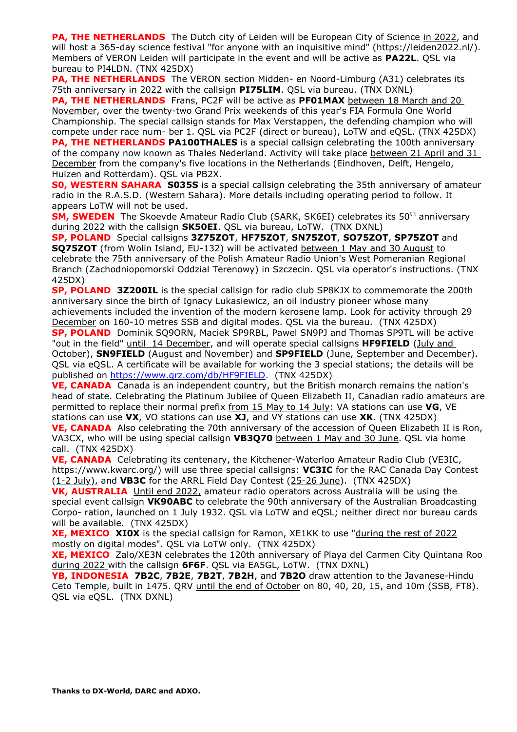**PA, THE NETHERLANDS** The Dutch city of Leiden will be European City of Science in 2022, and will host a 365-day science festival "for anyone with an inquisitive mind" (https://leiden2022.nl/). Members of VERON Leiden will participate in the event and will be active as **PA22L**. QSL via bureau to PI4LDN. (TNX 425DX)

**PA, THE NETHERLANDS** The VERON section Midden- en Noord-Limburg (A31) celebrates its 75th anniversary in 2022 with the callsign **PI75LIM**. QSL via bureau. (TNX DXNL)

**PA, THE NETHERLANDS** Frans, PC2F will be active as **PF01MAX** between 18 March and 20 November, over the twenty-two Grand Prix weekends of this year's FIA Formula One World Championship. The special callsign stands for Max Verstappen, the defending champion who will compete under race num- ber 1. QSL via PC2F (direct or bureau), LoTW and eQSL. (TNX 425DX)

**PA, THE NETHERLANDS** **PA100THALES** is a special callsign celebrating the 100th anniversary of the company now known as Thales Nederland. Activity will take place between 21 April and 31 December from the company's five locations in the Netherlands (Eindhoven, Delft, Hengelo, Huizen and Rotterdam). QSL via PB2X.

**S0, WESTERN SAHARA** **S035S** is a special callsign celebrating the 35th anniversary of amateur radio in the R.A.S.D. (Western Sahara). More details including operating period to follow. It appears LoTW will not be used.

**SM, SWEDEN** The Skoevde Amateur Radio Club (SARK, SK6EI) celebrates its 50th anniversary during 2022 with the callsign **SK50EI**. QSL via bureau, LoTW. (TNX DXNL)

**SP, POLAND** Special callsigns **3Z75ZOT**, **HF75ZOT**, **SN75ZOT**, **SO75ZOT**, **SP75ZOT** and **SQ75ZOT** (from Wolin Island, EU-132) will be activated between 1 May and 30 August to celebrate the 75th anniversary of the Polish Amateur Radio Union's West Pomeranian Regional Branch (Zachodniopomorski Oddzial Terenowy) in Szczecin. QSL via operator's instructions. (TNX 425DX)

**SP, POLAND** **3Z200IL** is the special callsign for radio club SP8KJX to commemorate the 200th anniversary since the birth of Ignacy Lukasiewicz, an oil industry pioneer whose many achievements included the invention of the modern kerosene lamp. Look for activity through 29 December on 160-10 metres SSB and digital modes. QSL via the bureau. (TNX 425DX)

**SP, POLAND** Dominik SQ9ORN, Maciek SP9RBL, Pawel SN9PJ and Thomas SP9TL will be active "out in the field" until 14 December, and will operate special callsigns **HF9FIELD** (July and October), **SN9FIELD** (August and November) and **SP9FIELD** (June, September and December). QSL via eQSL. A certificate will be available for working the 3 special stations; the details will be published on https://www.qrz.com/db/HF9FIELD. (TNX 425DX)

**VE, CANADA** Canada is an independent country, but the British monarch remains the nation's head of state. Celebrating the Platinum Jubilee of Queen Elizabeth II, Canadian radio amateurs are permitted to replace their normal prefix from 15 May to 14 July: VA stations can use **VG**, VE stations can use **VX**, VO stations can use **XJ**, and VY stations can use **XK**. (TNX 425DX)

**VE, CANADA** Also celebrating the 70th anniversary of the accession of Queen Elizabeth II is Ron, VA3CX, who will be using special callsign **VB3Q70** between 1 May and 30 June. QSL via home call. (TNX 425DX)

**VE, CANADA** Celebrating its centenary, the Kitchener-Waterloo Amateur Radio Club (VE3IC, https://www.kwarc.org/) will use three special callsigns: **VC3IC** for the RAC Canada Day Contest (1-2 July), and **VB3C** for the ARRL Field Day Contest (25-26 June). (TNX 425DX)

**VK, AUSTRALIA** Until end 2022, amateur radio operators across Australia will be using the special event callsign **VK90ABC** to celebrate the 90th anniversary of the Australian Broadcasting Corpo- ration, launched on 1 July 1932. QSL via LoTW and eQSL; neither direct nor bureau cards will be available. (TNX 425DX)

**XE, MEXICO** **XI0X** is the special callsign for Ramon, XE1KK to use "during the rest of 2022 mostly on digital modes". QSL via LoTW only. (TNX 425DX)

**XE, MEXICO** Zalo/XE3N celebrates the 120th anniversary of Playa del Carmen City Quintana Roo during 2022 with the callsign **6F6F**. QSL via EA5GL, LoTW. (TNX DXNL)

**YB, INDONESIA** **7B2C**, **7B2E**, **7B2T**, **7B2H**, and **7B2O** draw attention to the Javanese-Hindu Ceto Temple, built in 1475. QRV until the end of October on 80, 40, 20, 15, and 10m (SSB, FT8). QSL via eQSL. (TNX DXNL)

**Thanks to DX-World, DARC and ADXO.**